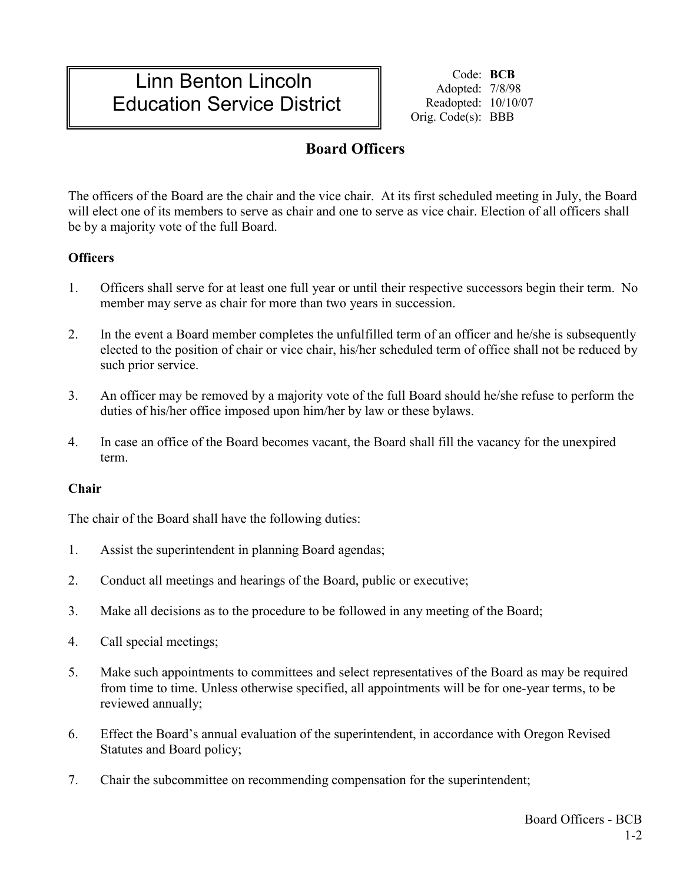# Linn Benton Lincoln Education Service District

Code: **BCB**
Adopted: 7/8/98
Readopted: 10/10/07
Orig. Code(s): BBB

## Board Officers

The officers of the Board are the chair and the vice chair. At its first scheduled meeting in July, the Board will elect one of its members to serve as chair and one to serve as vice chair. Election of all officers shall be by a majority vote of the full Board.

### Officers

1. Officers shall serve for at least one full year or until their respective successors begin their term. No member may serve as chair for more than two years in succession.

2. In the event a Board member completes the unfulfilled term of an officer and he/she is subsequently elected to the position of chair or vice chair, his/her scheduled term of office shall not be reduced by such prior service.

3. An officer may be removed by a majority vote of the full Board should he/she refuse to perform the duties of his/her office imposed upon him/her by law or these bylaws.

4. In case an office of the Board becomes vacant, the Board shall fill the vacancy for the unexpired term.

### Chair

The chair of the Board shall have the following duties:

1. Assist the superintendent in planning Board agendas;

2. Conduct all meetings and hearings of the Board, public or executive;

3. Make all decisions as to the procedure to be followed in any meeting of the Board;

4. Call special meetings;

5. Make such appointments to committees and select representatives of the Board as may be required from time to time. Unless otherwise specified, all appointments will be for one-year terms, to be reviewed annually;

6. Effect the Board's annual evaluation of the superintendent, in accordance with Oregon Revised Statutes and Board policy;

7. Chair the subcommittee on recommending compensation for the superintendent;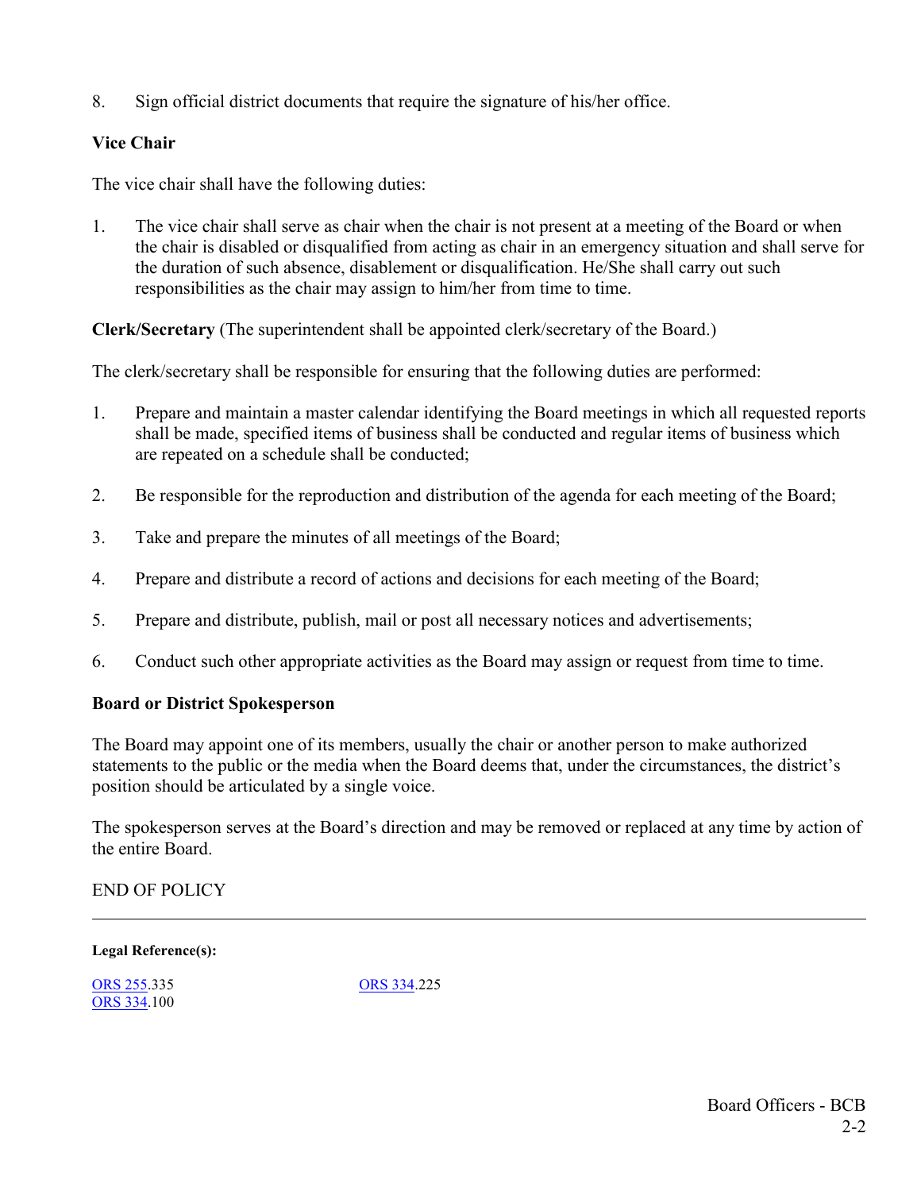8. Sign official district documents that require the signature of his/her office.

**Vice Chair**

The vice chair shall have the following duties:

1. The vice chair shall serve as chair when the chair is not present at a meeting of the Board or when the chair is disabled or disqualified from acting as chair in an emergency situation and shall serve for the duration of such absence, disablement or disqualification. He/She shall carry out such responsibilities as the chair may assign to him/her from time to time.

**Clerk/Secretary** (The superintendent shall be appointed clerk/secretary of the Board.)

The clerk/secretary shall be responsible for ensuring that the following duties are performed:

1. Prepare and maintain a master calendar identifying the Board meetings in which all requested reports shall be made, specified items of business shall be conducted and regular items of business which are repeated on a schedule shall be conducted;

2. Be responsible for the reproduction and distribution of the agenda for each meeting of the Board;

3. Take and prepare the minutes of all meetings of the Board;

4. Prepare and distribute a record of actions and decisions for each meeting of the Board;

5. Prepare and distribute, publish, mail or post all necessary notices and advertisements;

6. Conduct such other appropriate activities as the Board may assign or request from time to time.

**Board or District Spokesperson**

The Board may appoint one of its members, usually the chair or another person to make authorized statements to the public or the media when the Board deems that, under the circumstances, the district's position should be articulated by a single voice.

The spokesperson serves at the Board's direction and may be removed or replaced at any time by action of the entire Board.

END OF POLICY

---

**Legal Reference(s):**

ORS 255.335
ORS 334.100
ORS 334.225